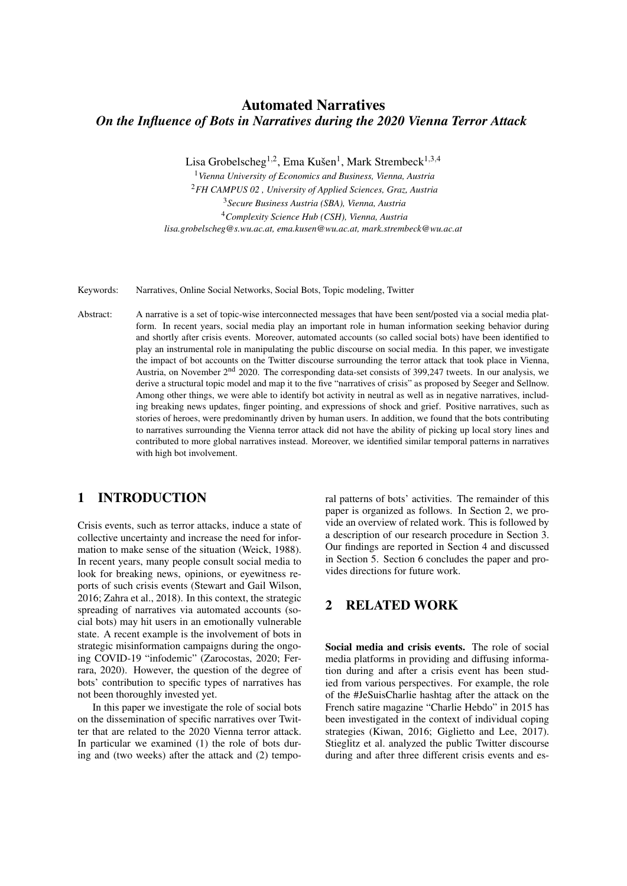# Automated Narratives

## *On the Influence of Bots in Narratives during the 2020 Vienna Terror Attack*

Lisa Grobelscheg[1,2], Ema Kušen[1], Mark Strembeck[1,3,4]

[1] *Vienna University of Economics and Business, Vienna, Austria*

[2] *FH CAMPUS 02 , University of Applied Sciences, Graz, Austria*

[3] *Secure Business Austria (SBA), Vienna, Austria*

[4] *Complexity Science Hub (CSH), Vienna, Austria*

*lisa.grobelscheg@s.wu.ac.at, ema.kusen@wu.ac.at, mark.strembeck@wu.ac.at*

Keywords: Narratives, Online Social Networks, Social Bots, Topic modeling, Twitter

Abstract: A narrative is a set of topic-wise interconnected messages that have been sent/posted via a social media platform. In recent years, social media play an important role in human information seeking behavior during and shortly after crisis events. Moreover, automated accounts (so called social bots) have been identified to play an instrumental role in manipulating the public discourse on social media. In this paper, we investigate the impact of bot accounts on the Twitter discourse surrounding the terror attack that took place in Vienna, Austria, on November 2nd 2020. The corresponding data-set consists of 399,247 tweets. In our analysis, we derive a structural topic model and map it to the five "narratives of crisis" as proposed by Seeger and Sellnow. Among other things, we were able to identify bot activity in neutral as well as in negative narratives, including breaking news updates, finger pointing, and expressions of shock and grief. Positive narratives, such as stories of heroes, were predominantly driven by human users. In addition, we found that the bots contributing to narratives surrounding the Vienna terror attack did not have the ability of picking up local story lines and contributed to more global narratives instead. Moreover, we identified similar temporal patterns in narratives with high bot involvement.

## 1 INTRODUCTION

Crisis events, such as terror attacks, induce a state of collective uncertainty and increase the need for information to make sense of the situation (Weick, 1988). In recent years, many people consult social media to look for breaking news, opinions, or eyewitness reports of such crisis events (Stewart and Gail Wilson, 2016; Zahra et al., 2018). In this context, the strategic spreading of narratives via automated accounts (social bots) may hit users in an emotionally vulnerable state. A recent example is the involvement of bots in strategic misinformation campaigns during the ongoing COVID-19 "infodemic" (Zarocostas, 2020; Ferrara, 2020). However, the question of the degree of bots' contribution to specific types of narratives has not been thoroughly invested yet.

In this paper we investigate the role of social bots on the dissemination of specific narratives over Twitter that are related to the 2020 Vienna terror attack. In particular we examined (1) the role of bots during and (two weeks) after the attack and (2) temporal patterns of bots' activities. The remainder of this paper is organized as follows. In Section 2, we provide an overview of related work. This is followed by a description of our research procedure in Section 3. Our findings are reported in Section 4 and discussed in Section 5. Section 6 concludes the paper and provides directions for future work.

## 2 RELATED WORK

**Social media and crisis events.** The role of social media platforms in providing and diffusing information during and after a crisis event has been studied from various perspectives. For example, the role of the #JeSuisCharlie hashtag after the attack on the French satire magazine "Charlie Hebdo" in 2015 has been investigated in the context of individual coping strategies (Kiwan, 2016; Giglietto and Lee, 2017). Stieglitz et al. analyzed the public Twitter discourse during and after three different crisis events and es-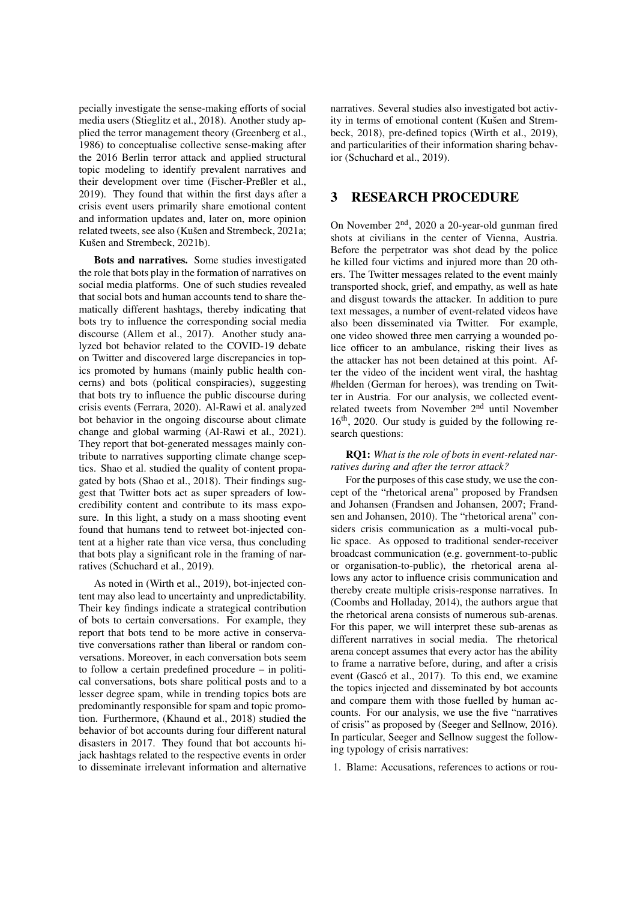pecially investigate the sense-making efforts of social media users (Stieglitz et al., 2018). Another study applied the terror management theory (Greenberg et al., 1986) to conceptualise collective sense-making after the 2016 Berlin terror attack and applied structural topic modeling to identify prevalent narratives and their development over time (Fischer-Preßler et al., 2019). They found that within the first days after a crisis event users primarily share emotional content and information updates and, later on, more opinion related tweets, see also (Kušen and Strembeck, 2021a; Kušen and Strembeck, 2021b).

**Bots and narratives.** Some studies investigated the role that bots play in the formation of narratives on social media platforms. One of such studies revealed that social bots and human accounts tend to share thematically different hashtags, thereby indicating that bots try to influence the corresponding social media discourse (Allem et al., 2017). Another study analyzed bot behavior related to the COVID-19 debate on Twitter and discovered large discrepancies in topics promoted by humans (mainly public health concerns) and bots (political conspiracies), suggesting that bots try to influence the public discourse during crisis events (Ferrara, 2020). Al-Rawi et al. analyzed bot behavior in the ongoing discourse about climate change and global warming (Al-Rawi et al., 2021). They report that bot-generated messages mainly contribute to narratives supporting climate change sceptics. Shao et al. studied the quality of content propagated by bots (Shao et al., 2018). Their findings suggest that Twitter bots act as super spreaders of low-credibility content and contribute to its mass exposure. In this light, a study on a mass shooting event found that humans tend to retweet bot-injected content at a higher rate than vice versa, thus concluding that bots play a significant role in the framing of narratives (Schuchard et al., 2019).

As noted in (Wirth et al., 2019), bot-injected content may also lead to uncertainty and unpredictability. Their key findings indicate a strategical contribution of bots to certain conversations. For example, they report that bots tend to be more active in conservative conversations rather than liberal or random conversations. Moreover, in each conversation bots seem to follow a certain predefined procedure – in political conversations, bots share political posts and to a lesser degree spam, while in trending topics bots are predominantly responsible for spam and topic promotion. Furthermore, (Khaund et al., 2018) studied the behavior of bot accounts during four different natural disasters in 2017. They found that bot accounts hijack hashtags related to the respective events in order to disseminate irrelevant information and alternative narratives. Several studies also investigated bot activity in terms of emotional content (Kušen and Strembeck, 2018), pre-defined topics (Wirth et al., 2019), and particularities of their information sharing behavior (Schuchard et al., 2019).

## 3 RESEARCH PROCEDURE

On November 2[nd], 2020 a 20-year-old gunman fired shots at civilians in the center of Vienna, Austria. Before the perpetrator was shot dead by the police he killed four victims and injured more than 20 others. The Twitter messages related to the event mainly transported shock, grief, and empathy, as well as hate and disgust towards the attacker. In addition to pure text messages, a number of event-related videos have also been disseminated via Twitter. For example, one video showed three men carrying a wounded police officer to an ambulance, risking their lives as the attacker has not been detained at this point. After the video of the incident went viral, the hashtag #helden (German for heroes), was trending on Twitter in Austria. For our analysis, we collected event-related tweets from November 2[nd] until November 16[th], 2020. Our study is guided by the following research questions:

**RQ1:** *What is the role of bots in event-related narratives during and after the terror attack?*

For the purposes of this case study, we use the concept of the "rhetorical arena" proposed by Frandsen and Johansen (Frandsen and Johansen, 2007; Frandsen and Johansen, 2010). The "rhetorical arena" considers crisis communication as a multi-vocal public space. As opposed to traditional sender-receiver broadcast communication (e.g. government-to-public or organisation-to-public), the rhetorical arena allows any actor to influence crisis communication and thereby create multiple crisis-response narratives. In (Coombs and Holladay, 2014), the authors argue that the rhetorical arena consists of numerous sub-arenas. For this paper, we will interpret these sub-arenas as different narratives in social media. The rhetorical arena concept assumes that every actor has the ability to frame a narrative before, during, and after a crisis event (Gascó et al., 2017). To this end, we examine the topics injected and disseminated by bot accounts and compare them with those fuelled by human accounts. For our analysis, we use the five "narratives of crisis" as proposed by (Seeger and Sellnow, 2016). In particular, Seeger and Sellnow suggest the following typology of crisis narratives:

1. Blame: Accusations, references to actions or rou-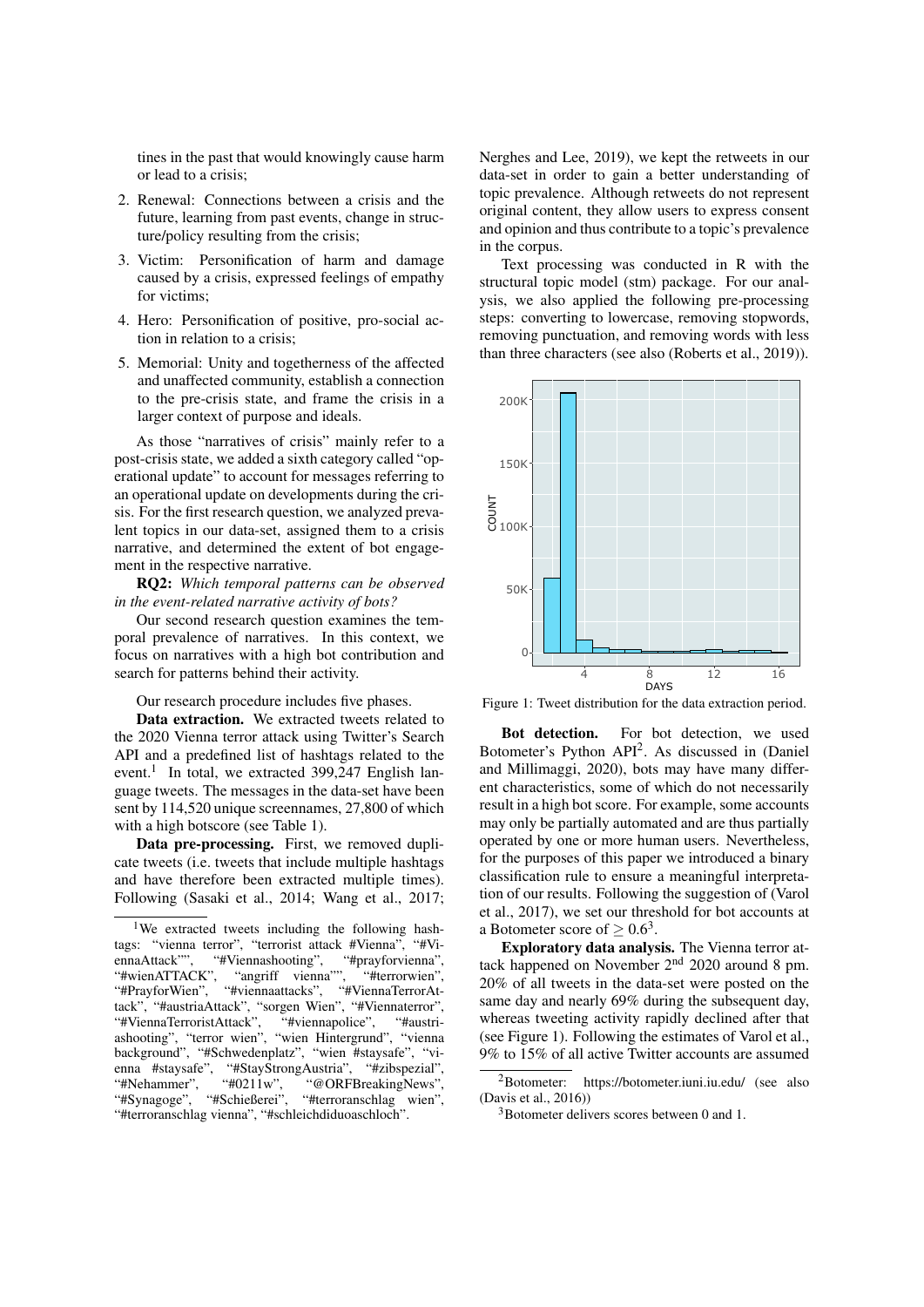tines in the past that would knowingly cause harm or lead to a crisis;

2. Renewal: Connections between a crisis and the future, learning from past events, change in structure/policy resulting from the crisis;
3. Victim: Personification of harm and damage caused by a crisis, expressed feelings of empathy for victims;
4. Hero: Personification of positive, pro-social action in relation to a crisis;
5. Memorial: Unity and togetherness of the affected and unaffected community, establish a connection to the pre-crisis state, and frame the crisis in a larger context of purpose and ideals.

As those "narratives of crisis" mainly refer to a post-crisis state, we added a sixth category called "operational update" to account for messages referring to an operational update on developments during the crisis. For the first research question, we analyzed prevalent topics in our data-set, assigned them to a crisis narrative, and determined the extent of bot engagement in the respective narrative.

**RQ2:** *Which temporal patterns can be observed in the event-related narrative activity of bots?*

Our second research question examines the temporal prevalence of narratives. In this context, we focus on narratives with a high bot contribution and search for patterns behind their activity.

Our research procedure includes five phases.

**Data extraction.** We extracted tweets related to the 2020 Vienna terror attack using Twitter's Search API and a predefined list of hashtags related to the event.[1] In total, we extracted 399,247 English language tweets. The messages in the data-set have been sent by 114,520 unique screennames, 27,800 of which with a high botscore (see Table 1).

**Data pre-processing.** First, we removed duplicate tweets (i.e. tweets that include multiple hashtags and have therefore been extracted multiple times). Following (Sasaki et al., 2014; Wang et al., 2017; Nerghes and Lee, 2019), we kept the retweets in our data-set in order to gain a better understanding of topic prevalence. Although retweets do not represent original content, they allow users to express consent and opinion and thus contribute to a topic's prevalence in the corpus.

Text processing was conducted in R with the structural topic model (stm) package. For our analysis, we also applied the following pre-processing steps: converting to lowercase, removing stopwords, removing punctuation, and removing words with less than three characters (see also (Roberts et al., 2019)).

Figure 1: Tweet distribution for the data extraction period.

**Bot detection.** For bot detection, we used Botometer's Python API[2]. As discussed in (Daniel and Millimaggi, 2020), bots may have many different characteristics, some of which do not necessarily result in a high bot score. For example, some accounts may only be partially automated and are thus partially operated by one or more human users. Nevertheless, for the purposes of this paper we introduced a binary classification rule to ensure a meaningful interpretation of our results. Following the suggestion of (Varol et al., 2017), we set our threshold for bot accounts at a Botometer score of $\geq 0.6$[3].

**Exploratory data analysis.** The Vienna terror attack happened on November 2nd 2020 around 8 pm. 20% of all tweets in the data-set were posted on the same day and nearly 69% during the subsequent day, whereas tweeting activity rapidly declined after that (see Figure 1). Following the estimates of Varol et al., 9% to 15% of all active Twitter accounts are assumed

[1] We extracted tweets including the following hashtags: "vienna terror", "terrorist attack #Vienna", "#ViennaAttack"", "#Viennashooting", "#prayforvienna", "#wienATTACK", "angriff vienna"", "#terrorwien", "#PrayforWien", "#viennaattacks", "#ViennaTerrorAttack", "#austriaAttack", "sorgen Wien", "#Viennaterror", "#ViennaTerroristAttack", "#viennapolice", "#austriashooting", "terror wien", "wien Hintergrund", "vienna background", "#Schwedenplatz", "wien #staysafe", "vienna #staysafe", "#StayStrongAustria", "#zibspezial", "#Nehammer", "#0211w", "@ORFBreakingNews", "#Synagoge", "#Schießerei", "#terroranschlag wien", "#terroranschlag vienna", "#schleichdiduoaschloch".

[2] Botometer: https://botometer.iuni.iu.edu/ (see also (Davis et al., 2016))

[3] Botometer delivers scores between 0 and 1.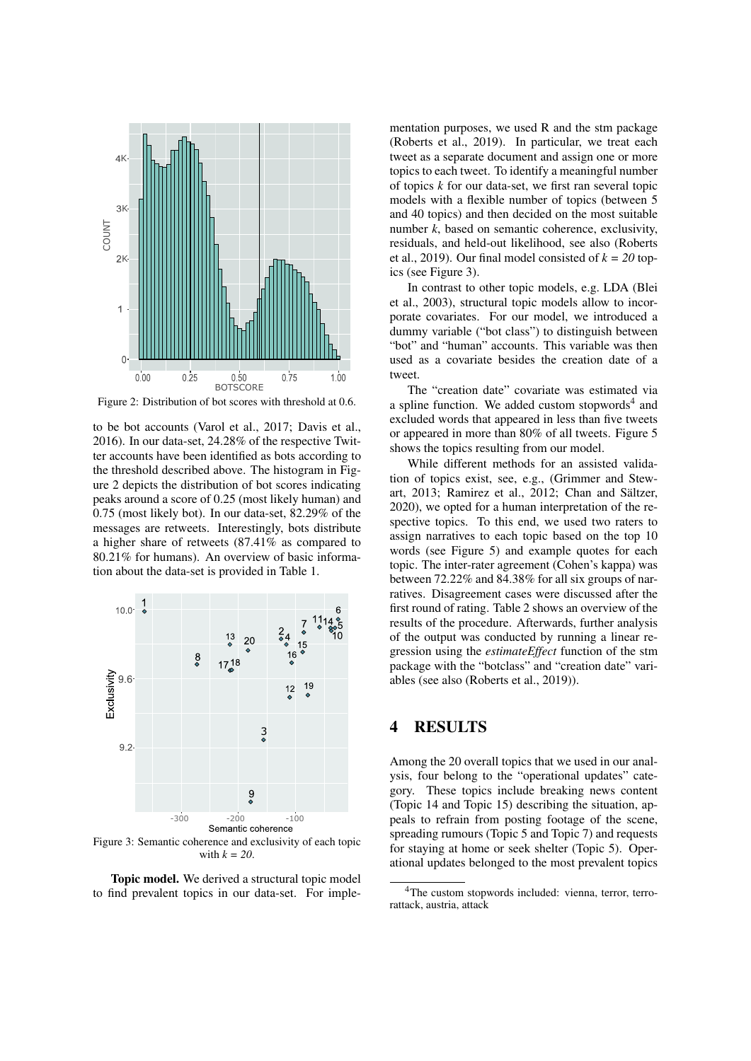Figure 2: Distribution of bot scores with threshold at 0.6.

to be bot accounts (Varol et al., 2017; Davis et al., 2016). In our data-set, 24.28% of the respective Twitter accounts have been identified as bots according to the threshold described above. The histogram in Figure 2 depicts the distribution of bot scores indicating peaks around a score of 0.25 (most likely human) and 0.75 (most likely bot). In our data-set, 82.29% of the messages are retweets. Interestingly, bots distribute a higher share of retweets (87.41% as compared to 80.21% for humans). An overview of basic information about the data-set is provided in Table 1.

Figure 3: Semantic coherence and exclusivity of each topic with *k = 20*.

**Topic model.** We derived a structural topic model to find prevalent topics in our data-set. For implementation purposes, we used R and the stm package (Roberts et al., 2019). In particular, we treat each tweet as a separate document and assign one or more topics to each tweet. To identify a meaningful number of topics *k* for our data-set, we first ran several topic models with a flexible number of topics (between 5 and 40 topics) and then decided on the most suitable number *k*, based on semantic coherence, exclusivity, residuals, and held-out likelihood, see also (Roberts et al., 2019). Our final model consisted of *k = 20* topics (see Figure 3).

In contrast to other topic models, e.g. LDA (Blei et al., 2003), structural topic models allow to incorporate covariates. For our model, we introduced a dummy variable ("bot class") to distinguish between "bot" and "human" accounts. This variable was then used as a covariate besides the creation date of a tweet.

The "creation date" covariate was estimated via a spline function. We added custom stopwords[4] and excluded words that appeared in less than five tweets or appeared in more than 80% of all tweets. Figure 5 shows the topics resulting from our model.

While different methods for an assisted validation of topics exist, see, e.g., (Grimmer and Stewart, 2013; Ramirez et al., 2012; Chan and Sältzer, 2020), we opted for a human interpretation of the respective topics. To this end, we used two raters to assign narratives to each topic based on the top 10 words (see Figure 5) and example quotes for each topic. The inter-rater agreement (Cohen's kappa) was between 72.22% and 84.38% for all six groups of narratives. Disagreement cases were discussed after the first round of rating. Table 2 shows an overview of the results of the procedure. Afterwards, further analysis of the output was conducted by running a linear regression using the *estimateEffect* function of the stm package with the "botclass" and "creation date" variables (see also (Roberts et al., 2019)).

## 4 RESULTS

Among the 20 overall topics that we used in our analysis, four belong to the "operational updates" category. These topics include breaking news content (Topic 14 and Topic 15) describing the situation, appeals to refrain from posting footage of the scene, spreading rumours (Topic 5 and Topic 7) and requests for staying at home or seek shelter (Topic 5). Operational updates belonged to the most prevalent topics

[4] The custom stopwords included: vienna, terror, terrorattack, austria, attack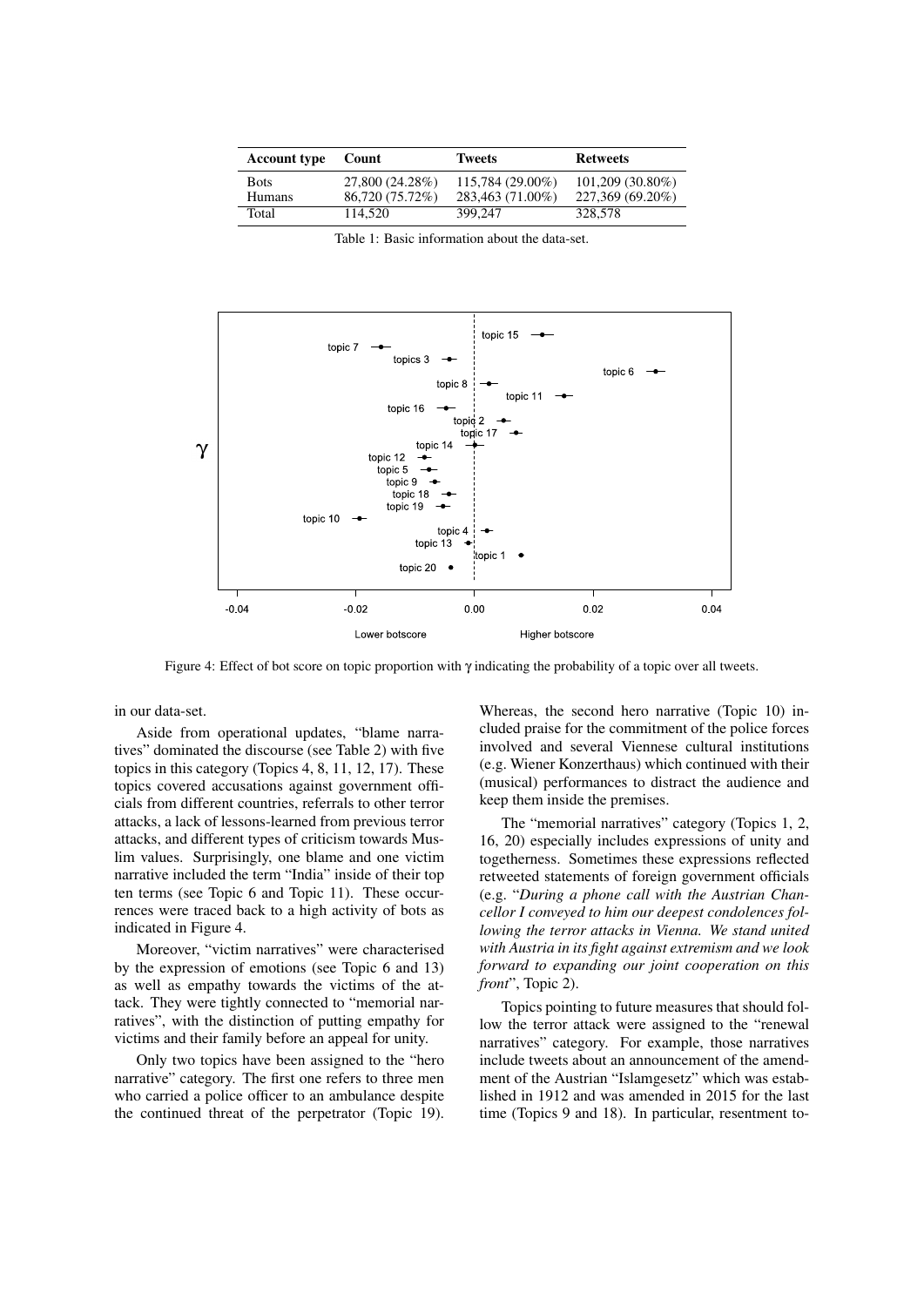| Account type | Count | Tweets | Retweets |
|---|---|---|---|
| Bots | 27,800 (24.28%) | 115,784 (29.00%) | 101,209 (30.80%) |
| Humans | 86,720 (75.72%) | 283,463 (71.00%) | 227,369 (69.20%) |
| Total | 114,520 | 399,247 | 328,578 |

Table 1: Basic information about the data-set.

Figure 4: Effect of bot score on topic proportion with $\gamma$ indicating the probability of a topic over all tweets.

in our data-set.

Aside from operational updates, "blame narratives" dominated the discourse (see Table 2) with five topics in this category (Topics 4, 8, 11, 12, 17). These topics covered accusations against government officials from different countries, referrals to other terror attacks, a lack of lessons-learned from previous terror attacks, and different types of criticism towards Muslim values. Surprisingly, one blame and one victim narrative included the term "India" inside of their top ten terms (see Topic 6 and Topic 11). These occurrences were traced back to a high activity of bots as indicated in Figure 4.

Moreover, "victim narratives" were characterised by the expression of emotions (see Topic 6 and 13) as well as empathy towards the victims of the attack. They were tightly connected to "memorial narratives", with the distinction of putting empathy for victims and their family before an appeal for unity.

Only two topics have been assigned to the "hero narrative" category. The first one refers to three men who carried a police officer to an ambulance despite the continued threat of the perpetrator (Topic 19). Whereas, the second hero narrative (Topic 10) included praise for the commitment of the police forces involved and several Viennese cultural institutions (e.g. Wiener Konzerthaus) which continued with their (musical) performances to distract the audience and keep them inside the premises.

The "memorial narratives" category (Topics 1, 2, 16, 20) especially includes expressions of unity and togetherness. Sometimes these expressions reflected retweeted statements of foreign government officials (e.g. "*During a phone call with the Austrian Chancellor I conveyed to him our deepest condolences following the terror attacks in Vienna. We stand united with Austria in its fight against extremism and we look forward to expanding our joint cooperation on this front*", Topic 2).

Topics pointing to future measures that should follow the terror attack were assigned to the "renewal narratives" category. For example, those narratives include tweets about an announcement of the amendment of the Austrian "Islamgesetz" which was established in 1912 and was amended in 2015 for the last time (Topics 9 and 18). In particular, resentment to-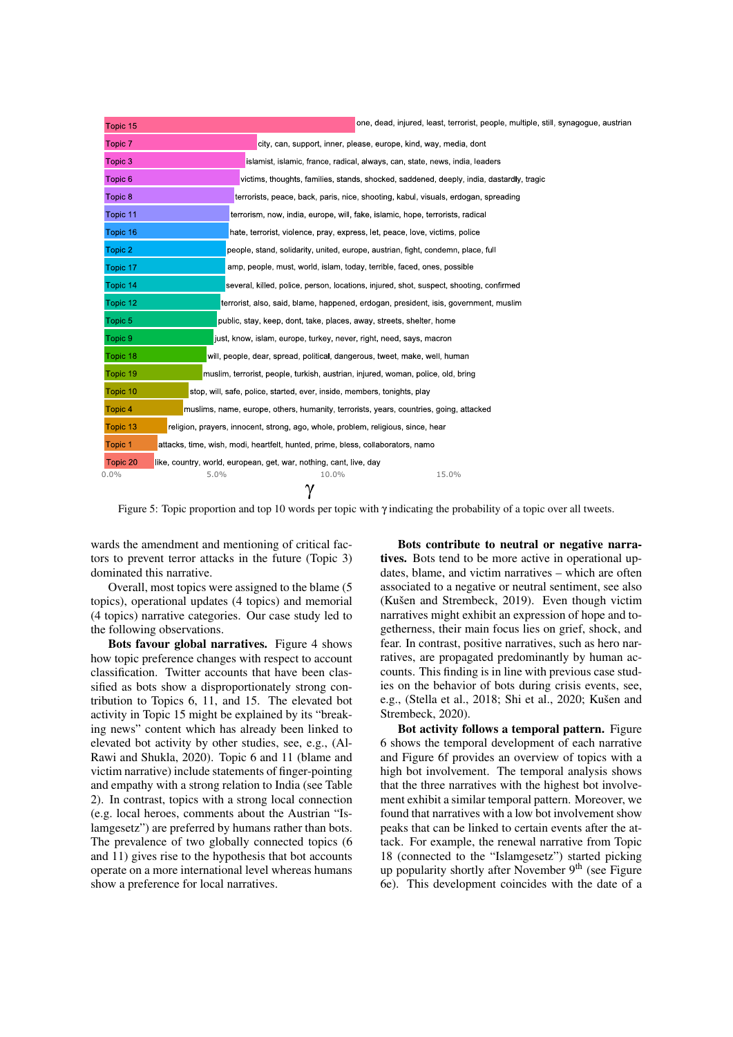Figure 5: Topic proportion and top 10 words per topic with γ indicating the probability of a topic over all tweets.

wards the amendment and mentioning of critical factors to prevent terror attacks in the future (Topic 3) dominated this narrative.

Overall, most topics were assigned to the blame (5 topics), operational updates (4 topics) and memorial (4 topics) narrative categories. Our case study led to the following observations.

**Bots favour global narratives.** Figure 4 shows how topic preference changes with respect to account classification. Twitter accounts that have been classified as bots show a disproportionately strong contribution to Topics 6, 11, and 15. The elevated bot activity in Topic 15 might be explained by its "breaking news" content which has already been linked to elevated bot activity by other studies, see, e.g., (Al-Rawi and Shukla, 2020). Topic 6 and 11 (blame and victim narrative) include statements of finger-pointing and empathy with a strong relation to India (see Table 2). In contrast, topics with a strong local connection (e.g. local heroes, comments about the Austrian "Islamgesetz") are preferred by humans rather than bots. The prevalence of two globally connected topics (6 and 11) gives rise to the hypothesis that bot accounts operate on a more international level whereas humans show a preference for local narratives.

**Bots contribute to neutral or negative narratives.** Bots tend to be more active in operational updates, blame, and victim narratives – which are often associated to a negative or neutral sentiment, see also (Kušen and Strembeck, 2019). Even though victim narratives might exhibit an expression of hope and togetherness, their main focus lies on grief, shock, and fear. In contrast, positive narratives, such as hero narratives, are propagated predominantly by human accounts. This finding is in line with previous case studies on the behavior of bots during crisis events, see, e.g., (Stella et al., 2018; Shi et al., 2020; Kušen and Strembeck, 2020).

**Bot activity follows a temporal pattern.** Figure 6 shows the temporal development of each narrative and Figure 6f provides an overview of topics with a high bot involvement. The temporal analysis shows that the three narratives with the highest bot involvement exhibit a similar temporal pattern. Moreover, we found that narratives with a low bot involvement show peaks that can be linked to certain events after the attack. For example, the renewal narrative from Topic 18 (connected to the "Islamgesetz") started picking up popularity shortly after November 9th (see Figure 6e). This development coincides with the date of a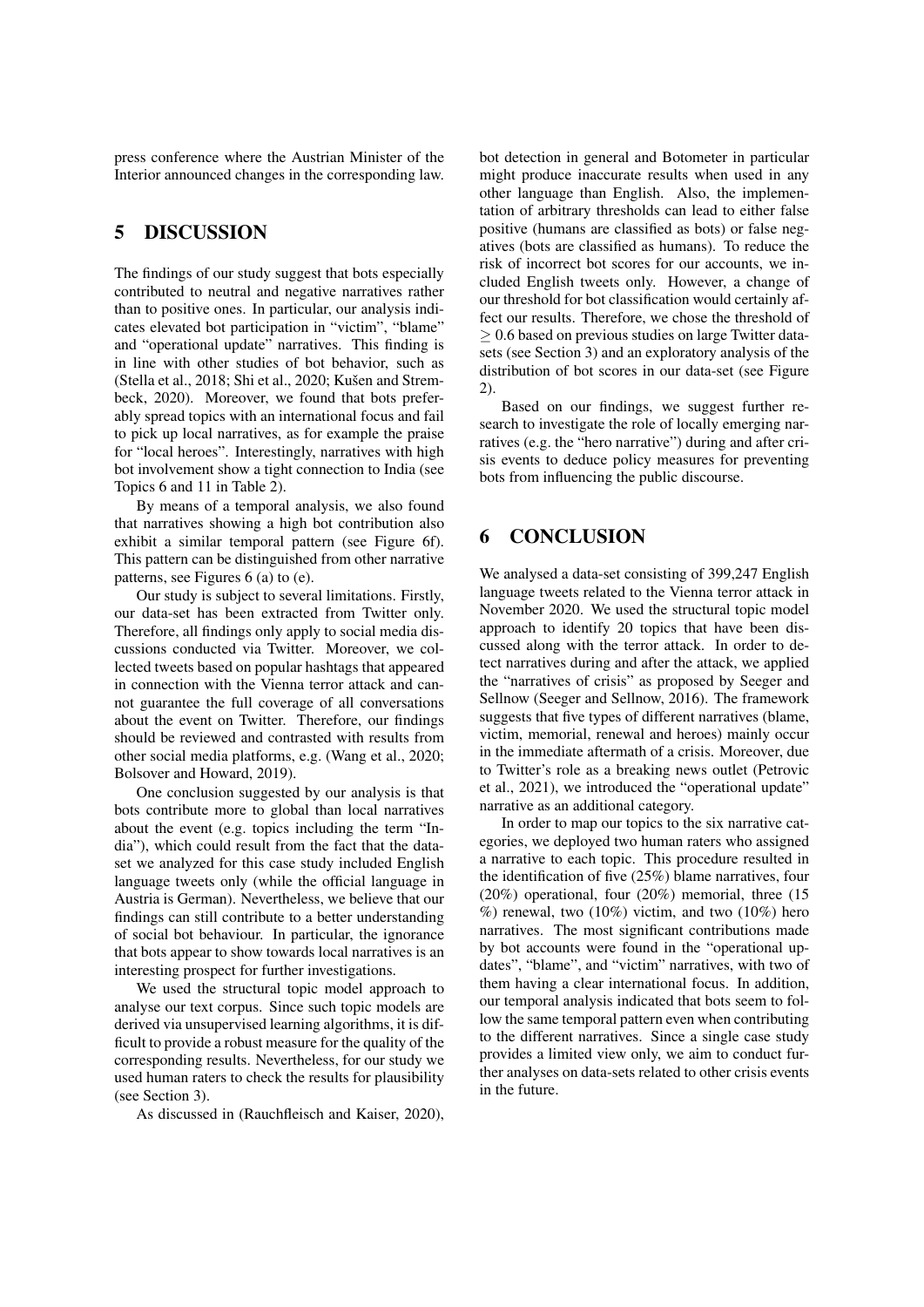press conference where the Austrian Minister of the Interior announced changes in the corresponding law.

## 5 DISCUSSION

The findings of our study suggest that bots especially contributed to neutral and negative narratives rather than to positive ones. In particular, our analysis indicates elevated bot participation in "victim", "blame" and "operational update" narratives. This finding is in line with other studies of bot behavior, such as (Stella et al., 2018; Shi et al., 2020; Kušen and Strembeck, 2020). Moreover, we found that bots preferably spread topics with an international focus and fail to pick up local narratives, as for example the praise for "local heroes". Interestingly, narratives with high bot involvement show a tight connection to India (see Topics 6 and 11 in Table 2).

By means of a temporal analysis, we also found that narratives showing a high bot contribution also exhibit a similar temporal pattern (see Figure 6f). This pattern can be distinguished from other narrative patterns, see Figures 6 (a) to (e).

Our study is subject to several limitations. Firstly, our data-set has been extracted from Twitter only. Therefore, all findings only apply to social media discussions conducted via Twitter. Moreover, we collected tweets based on popular hashtags that appeared in connection with the Vienna terror attack and cannot guarantee the full coverage of all conversations about the event on Twitter. Therefore, our findings should be reviewed and contrasted with results from other social media platforms, e.g. (Wang et al., 2020; Bolsover and Howard, 2019).

One conclusion suggested by our analysis is that bots contribute more to global than local narratives about the event (e.g. topics including the term "India"), which could result from the fact that the dataset we analyzed for this case study included English language tweets only (while the official language in Austria is German). Nevertheless, we believe that our findings can still contribute to a better understanding of social bot behaviour. In particular, the ignorance that bots appear to show towards local narratives is an interesting prospect for further investigations.

We used the structural topic model approach to analyse our text corpus. Since such topic models are derived via unsupervised learning algorithms, it is difficult to provide a robust measure for the quality of the corresponding results. Nevertheless, for our study we used human raters to check the results for plausibility (see Section 3).

As discussed in (Rauchfleisch and Kaiser, 2020), bot detection in general and Botometer in particular might produce inaccurate results when used in any other language than English. Also, the implementation of arbitrary thresholds can lead to either false positive (humans are classified as bots) or false negatives (bots are classified as humans). To reduce the risk of incorrect bot scores for our accounts, we included English tweets only. However, a change of our threshold for bot classification would certainly affect our results. Therefore, we chose the threshold of $\geq 0.6$ based on previous studies on large Twitter datasets (see Section 3) and an exploratory analysis of the distribution of bot scores in our data-set (see Figure 2).

Based on our findings, we suggest further research to investigate the role of locally emerging narratives (e.g. the "hero narrative") during and after crisis events to deduce policy measures for preventing bots from influencing the public discourse.

## 6 CONCLUSION

We analysed a data-set consisting of 399,247 English language tweets related to the Vienna terror attack in November 2020. We used the structural topic model approach to identify 20 topics that have been discussed along with the terror attack. In order to detect narratives during and after the attack, we applied the "narratives of crisis" as proposed by Seeger and Sellnow (Seeger and Sellnow, 2016). The framework suggests that five types of different narratives (blame, victim, memorial, renewal and heroes) mainly occur in the immediate aftermath of a crisis. Moreover, due to Twitter's role as a breaking news outlet (Petrovic et al., 2021), we introduced the "operational update" narrative as an additional category.

In order to map our topics to the six narrative categories, we deployed two human raters who assigned a narrative to each topic. This procedure resulted in the identification of five (25%) blame narratives, four (20%) operational, four (20%) memorial, three (15 %) renewal, two (10%) victim, and two (10%) hero narratives. The most significant contributions made by bot accounts were found in the "operational updates", "blame", and "victim" narratives, with two of them having a clear international focus. In addition, our temporal analysis indicated that bots seem to follow the same temporal pattern even when contributing to the different narratives. Since a single case study provides a limited view only, we aim to conduct further analyses on data-sets related to other crisis events in the future.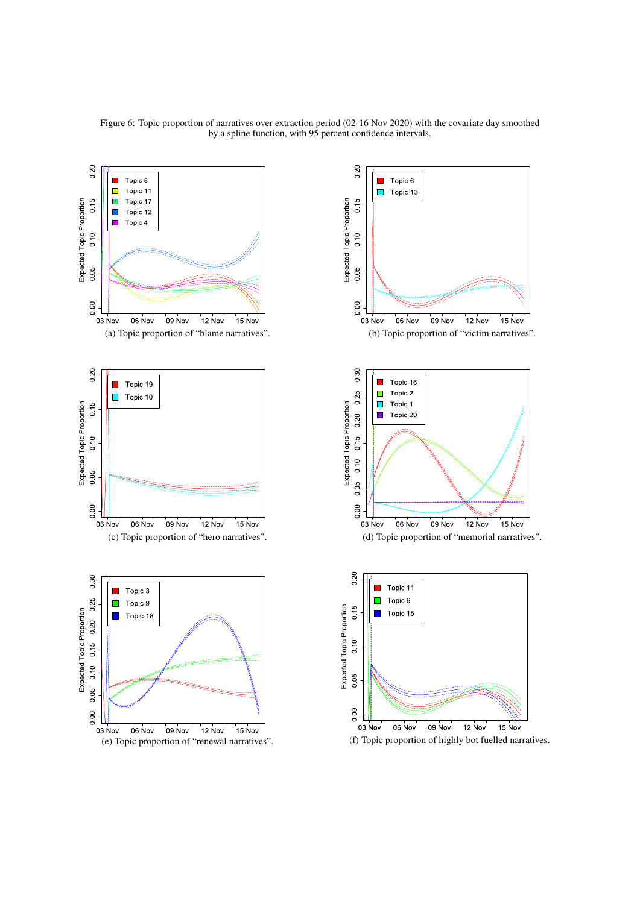Figure 6: Topic proportion of narratives over extraction period (02-16 Nov 2020) with the covariate day smoothed by a spline function, with 95 percent confidence intervals.

(a) Topic proportion of “blame narratives”.

(b) Topic proportion of “victim narratives”.

(c) Topic proportion of “hero narratives”.

(d) Topic proportion of “memorial narratives”.

(e) Topic proportion of “renewal narratives”.

(f) Topic proportion of highly bot fuelled narratives.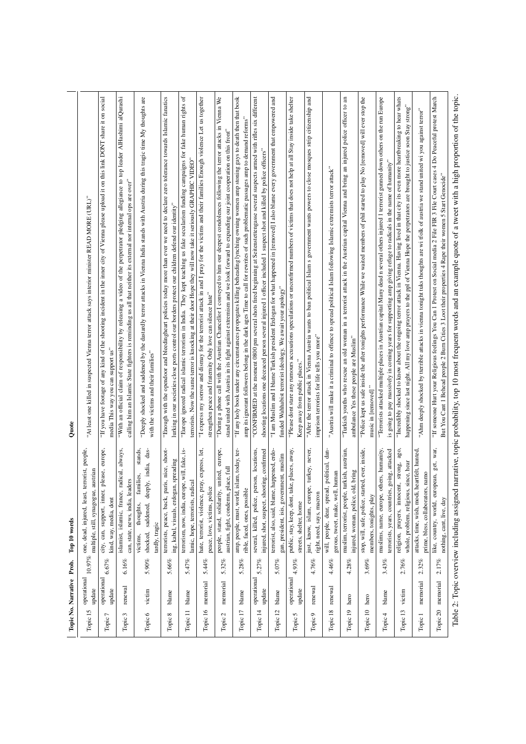| Topic No. | Narrative | Prob. | Top 10 words | Quote |
|---|---|---|---|---|
| Topic 15 | operational update | 10.97% | one, dead, injured, least, terrorist, people, multiple, still, synagogue, austrian | "At least one killed in suspected Vienna terror attack says interior minister READ MORE (URL)" |
| Topic 7 | operational update | 6.67% | city, can, support, inner, please, europe, kind, way, media, dont | "If you have footage of any kind of the shooting incident in the inner city of Vienna please upload it on this link DONT share it on social media This way you can support us" |
| Topic 3 | renewal | 6.16% | islamist, islamic, france, radical, always, can, state, news, india, leaders | "With an official claim of responsibility by releasing a video of the perpetrator pledging allegiance to top leader AlHashimi alQurashi calling him an Islamic State fighters is reminding us all that neither its external nor internal ops are over" |
| Topic 6 | victim | 5.90% | victims, thoughts, families, stands, shocked, saddened, deeply, india, dastardly, tragic | "Deeply shocked and saddened by the dastardly terror attacks in Vienna India stands with Austria during this tragic time My thoughts are with the victims and their families" |
| Topic 8 | blame | 5.66% | terrorists, peace, back, paris, nice, shooting, kabul, visuals, erdogan, spreading | "Enough with the opendoor and bleedingheart policies today more than ever we need to declare zero tolerance towards Islamic fanatics lurking in our societies close ports control our borders protect our children defend our identity" |
| Topic 11 | blame | 5.47% | terrorism, now, india, europe, will, fake, islamic, hope, terrorists, radical | "Europe ignored radical islamic terrorism in India. They kept teaching us fake secularism funding campaigns for fake human rights of terrorists. Now the same terror is knocking at their door Hope they will now take it seriously GRAPHIC VIDEO" |
| Topic 16 | memorial | 5.44% | hate, terrorist, violence, pray, express, let, peace, love, victims, police | "I express my sorrow and dismay for the terrorist attack in and I pray for the victims and their families Enough violence Let us together strengthen peace and fraternity Only love can silence hate" |
| Topic 2 | memorial | 5.32% | people, stand, solidarity, united, europe, austrian, fight, condemn, place, full | "During a phone call with the Austrian Chancellor I conveyed to him our deepest condolences following the terror attacks in Vienna We stand united with Austria in its fight against extremism and we look forward to expanding our joint cooperation on this front" |
| Topic 17 | blame | 5.28% | amp, people, must, world, islam, today, terrible, faced, ones, possible | "If any holy book under any circumstances propogates killing beheading lynching owning women amp stoning gays to death then that book amp its ignorant followers belong in the dark ages Time to call for rewrites of such problematic passages amp to demand reforms" |
| Topic 14 | operational update | 5.27% | several, killed, police, person, locations, injured, shot, suspect, shooting, confirmed | "CONFIRMED at the moment 0800 pm several shots fired beginning at Seitenstettengasse several suspects armed with rifles six different shooting locations one deceased person several injured 1 officer included 1 suspect shot and killed by police officers" |
| Topic 12 | blame | 5.07% | terrorist, also, said, blame, happened, erdogan, president, isis, government, muslim | "I am Muslim and I blame Turkish president Erdogan for what happened in [removed] I also blame every government that empowered and funded Wahhabist terrorist ideology. We await your apology" |
| Topic 5 | operational update | 4.93% | public, stay, keep, dont, take, places, away, streets, shelter, home | "Please dont share any rumours accusations speculations or unconfirmed numbers of victims that does not help at all Stay inside take shelter Keep away from public places." |
| Topic 9 | renewal | 4.76% | just, know, islam, europe, turkey, never, right, need, says, macron | "After the terror attack in Vienna Austria wants to ban political Islam s government wants powers to close mosques strip citizenship and imprison terrorists for life tells you more" |
| Topic 18 | renewal | 4.46% | will, people, dear, spread, political, dangerous, tweet, make, well, human | "Austria will make it a criminal to offence to spread political Islam following Islamic extremists terror attack" |
| Topic 19 | hero | 4.28% | muslim, terrorist, people, turkish, austrian, injured, woman, police, old, bring | "Turkish youths who rescue an old woman in a terrorist attack in the Austrian capital Vienna and bring an injured police officer to an ambulance Yes these people are Muslim" |
| Topic 10 | hero | 3.69% | stop, will, safe, police, started, ever, inside, members, tonights, play | "Police kept us safe inside the after tonights performance While we waited members of phil started to play No [removed] will ever stop the music in [removed]" |
| Topic 4 | blame | 3.43% | muslims, name, europe, others, humanity, terrorists, years, countries, going, attacked | "Terrorists attacked multiple places in Austrian capital Many dead n several others injured 1 terrorist gunned down others on the run Europe is going to pay massively in coming years for supporting amp giving refuge to radicals in the name of humanity" |
| Topic 13 | victim | 2.76% | religion, prayers, innocent, strong, ago, whole, problem, religious, since, hear | "Incredibly shocked to know about the ongoing terror attack in Vienna. Having lived in that city its even more heartbreaking to hear whats happening since last night. All my love amp prayers to the ppl of Vienna Hope the perpetrators are brought to justice soon Stay strong" |
| Topic 1 | memorial | 2.32% | attacks, time, wish, modi, heartfelt, hunted, prime, bless, collaborators, namo | "Ahm deeply shocked by terrible attacks in vienna tonight tuks thoughts are wi tfolk of austria we stand united wi you against terror" |
| Topic 20 | memorial | 2.17% | like, country, world, european, get, war, nothing, cant, live, day | "If someone Hurt your Religious feelings You Can 1 Protest on Social media 2 File FIR 3 File Court cases 4 Do Peaceful protest March But You Cant 1 Behead people 2 Burn Cities 3 Loot their properties 4 Rape their women 5 Start Genocide" |

Table 2: Topic overview including assigned narrative, topic probability, top 10 most frequent words and an example quote of a tweet with a high proportion of the topic.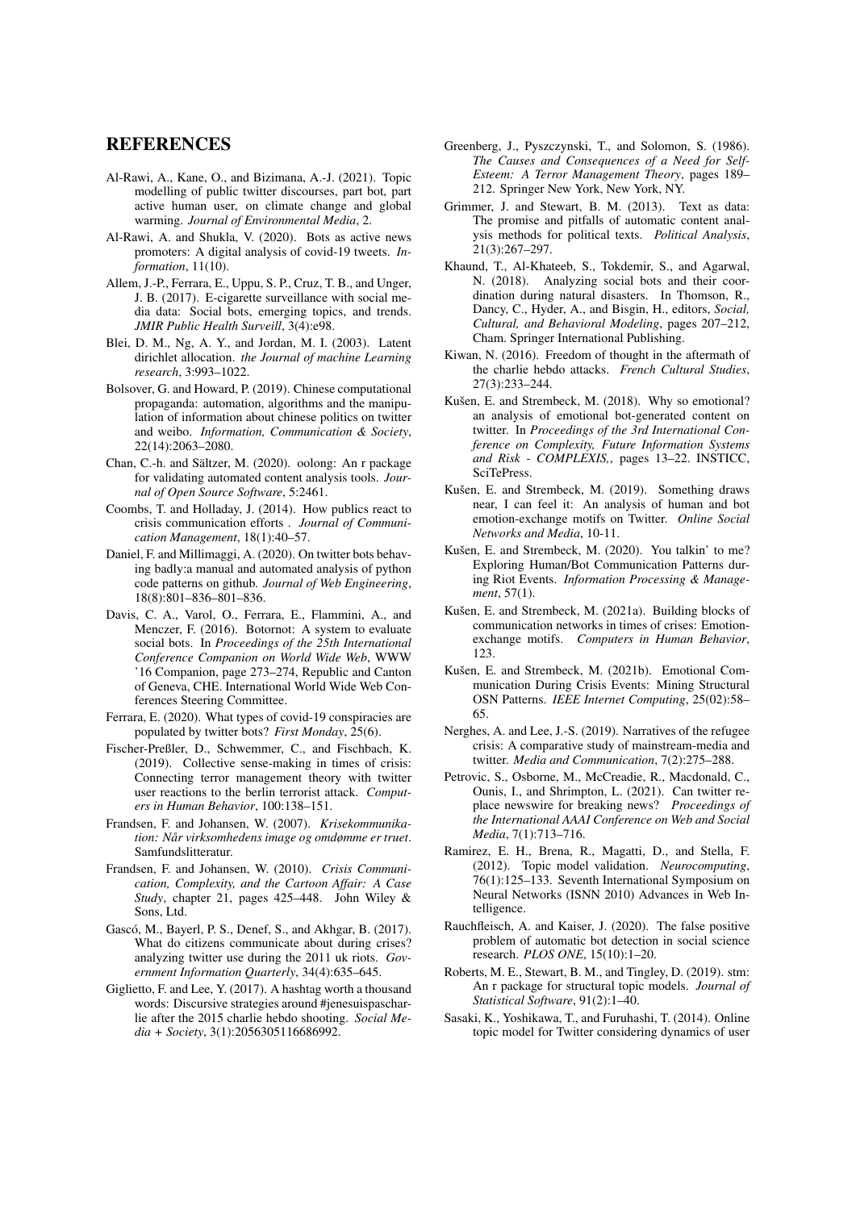# REFERENCES

Al-Rawi, A., Kane, O., and Bizimana, A.-J. (2021). Topic modelling of public twitter discourses, part bot, part active human user, on climate change and global warming. *Journal of Environmental Media*, 2.

Al-Rawi, A. and Shukla, V. (2020). Bots as active news promoters: A digital analysis of covid-19 tweets. *Information*, 11(10).

Allem, J.-P., Ferrara, E., Uppu, S. P., Cruz, T. B., and Unger, J. B. (2017). E-cigarette surveillance with social media data: Social bots, emerging topics, and trends. *JMIR Public Health Surveill*, 3(4):e98.

Blei, D. M., Ng, A. Y., and Jordan, M. I. (2003). Latent dirichlet allocation. *the Journal of machine Learning research*, 3:993–1022.

Bolsover, G. and Howard, P. (2019). Chinese computational propaganda: automation, algorithms and the manipulation of information about chinese politics on twitter and weibo. *Information, Communication & Society*, 22(14):2063–2080.

Chan, C.-h. and Sältzer, M. (2020). oolong: An r package for validating automated content analysis tools. *Journal of Open Source Software*, 5:2461.

Coombs, T. and Holladay, J. (2014). How publics react to crisis communication efforts . *Journal of Communication Management*, 18(1):40–57.

Daniel, F. and Millimaggi, A. (2020). On twitter bots behaving badly:a manual and automated analysis of python code patterns on github. *Journal of Web Engineering*, 18(8):801–836–801–836.

Davis, C. A., Varol, O., Ferrara, E., Flammini, A., and Menczer, F. (2016). Botornot: A system to evaluate social bots. In *Proceedings of the 25th International Conference Companion on World Wide Web*, WWW '16 Companion, page 273–274, Republic and Canton of Geneva, CHE. International World Wide Web Conferences Steering Committee.

Ferrara, E. (2020). What types of covid-19 conspiracies are populated by twitter bots? *First Monday*, 25(6).

Fischer-Preßler, D., Schwemmer, C., and Fischbach, K. (2019). Collective sense-making in times of crisis: Connecting terror management theory with twitter user reactions to the berlin terrorist attack. *Computers in Human Behavior*, 100:138–151.

Frandsen, F. and Johansen, W. (2007). *Krisekommunikation: Når virksomhedens image og omdømme er truet*. Samfundslitteratur.

Frandsen, F. and Johansen, W. (2010). *Crisis Communication, Complexity, and the Cartoon Affair: A Case Study*, chapter 21, pages 425–448. John Wiley & Sons, Ltd.

Gascó, M., Bayerl, P. S., Denef, S., and Akhgar, B. (2017). What do citizens communicate about during crises? analyzing twitter use during the 2011 uk riots. *Government Information Quarterly*, 34(4):635–645.

Giglietto, F. and Lee, Y. (2017). A hashtag worth a thousand words: Discursive strategies around #jenesuispascharlie after the 2015 charlie hebdo shooting. *Social Media + Society*, 3(1):2056305116686992.

Greenberg, J., Pyszczynski, T., and Solomon, S. (1986). *The Causes and Consequences of a Need for Self-Esteem: A Terror Management Theory*, pages 189–212. Springer New York, New York, NY.

Grimmer, J. and Stewart, B. M. (2013). Text as data: The promise and pitfalls of automatic content analysis methods for political texts. *Political Analysis*, 21(3):267–297.

Khaund, T., Al-Khateeb, S., Tokdemir, S., and Agarwal, N. (2018). Analyzing social bots and their coordination during natural disasters. In Thomson, R., Dancy, C., Hyder, A., and Bisgin, H., editors, *Social, Cultural, and Behavioral Modeling*, pages 207–212, Cham. Springer International Publishing.

Kiwan, N. (2016). Freedom of thought in the aftermath of the charlie hebdo attacks. *French Cultural Studies*, 27(3):233–244.

Kušen, E. and Strembeck, M. (2018). Why so emotional? an analysis of emotional bot-generated content on twitter. In *Proceedings of the 3rd International Conference on Complexity, Future Information Systems and Risk - COMPLEXIS,*, pages 13–22. INSTICC, SciTePress.

Kušen, E. and Strembeck, M. (2019). Something draws near, I can feel it: An analysis of human and bot emotion-exchange motifs on Twitter. *Online Social Networks and Media*, 10-11.

Kušen, E. and Strembeck, M. (2020). You talkin' to me? Exploring Human/Bot Communication Patterns during Riot Events. *Information Processing & Management*, 57(1).

Kušen, E. and Strembeck, M. (2021a). Building blocks of communication networks in times of crises: Emotion-exchange motifs. *Computers in Human Behavior*, 123.

Kušen, E. and Strembeck, M. (2021b). Emotional Communication During Crisis Events: Mining Structural OSN Patterns. *IEEE Internet Computing*, 25(02):58–65.

Nerghes, A. and Lee, J.-S. (2019). Narratives of the refugee crisis: A comparative study of mainstream-media and twitter. *Media and Communication*, 7(2):275–288.

Petrovic, S., Osborne, M., McCreadie, R., Macdonald, C., Ounis, I., and Shrimpton, L. (2021). Can twitter replace newswire for breaking news? *Proceedings of the International AAAI Conference on Web and Social Media*, 7(1):713–716.

Ramirez, E. H., Brena, R., Magatti, D., and Stella, F. (2012). Topic model validation. *Neurocomputing*, 76(1):125–133. Seventh International Symposium on Neural Networks (ISNN 2010) Advances in Web Intelligence.

Rauchfleisch, A. and Kaiser, J. (2020). The false positive problem of automatic bot detection in social science research. *PLOS ONE*, 15(10):1–20.

Roberts, M. E., Stewart, B. M., and Tingley, D. (2019). stm: An r package for structural topic models. *Journal of Statistical Software*, 91(2):1–40.

Sasaki, K., Yoshikawa, T., and Furuhashi, T. (2014). Online topic model for Twitter considering dynamics of user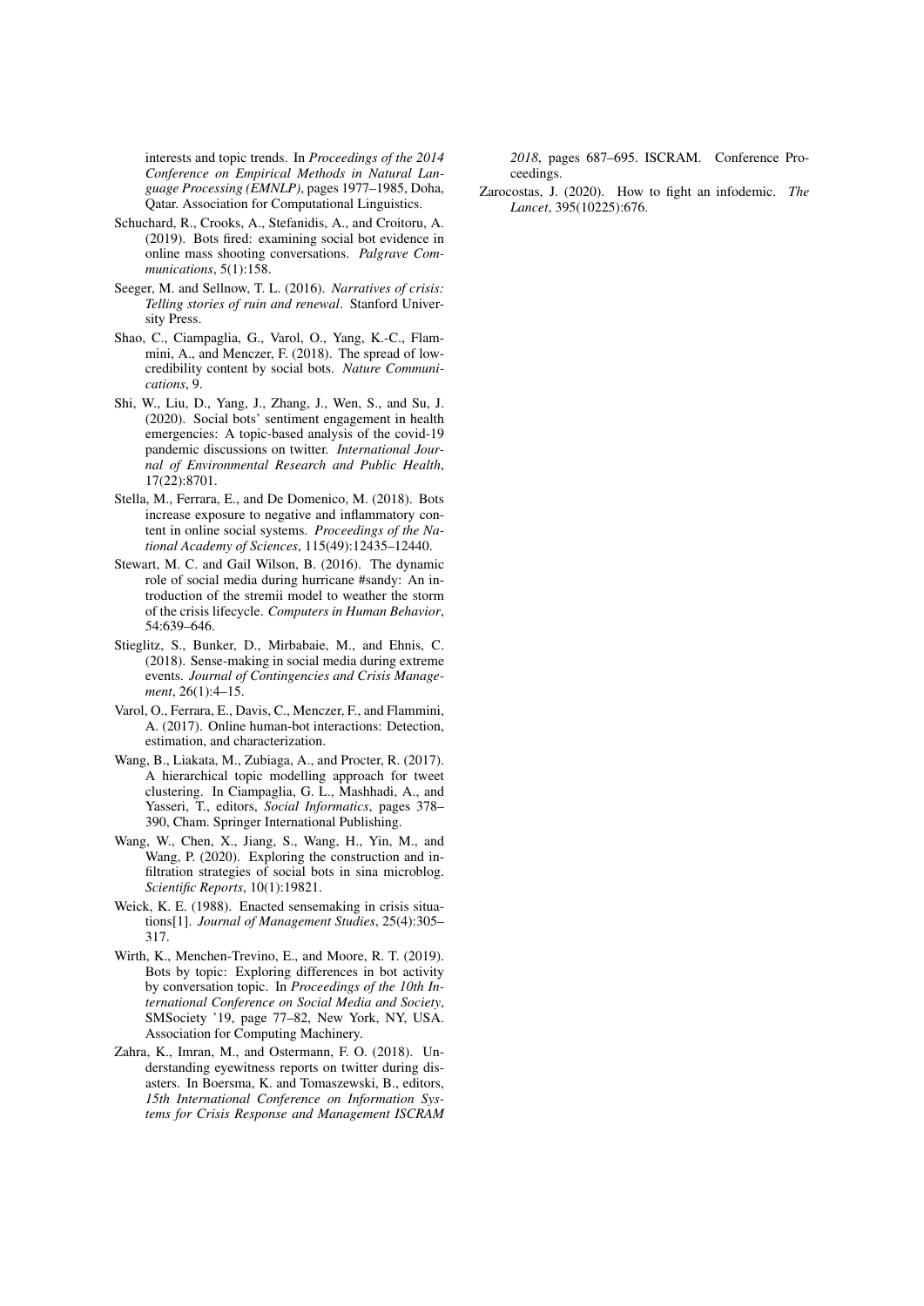interests and topic trends. In *Proceedings of the 2014 Conference on Empirical Methods in Natural Language Processing (EMNLP)*, pages 1977–1985, Doha, Qatar. Association for Computational Linguistics.

Schuchard, R., Crooks, A., Stefanidis, A., and Croitoru, A. (2019). Bots fired: examining social bot evidence in online mass shooting conversations. *Palgrave Communications*, 5(1):158.

Seeger, M. and Sellnow, T. L. (2016). *Narratives of crisis: Telling stories of ruin and renewal*. Stanford University Press.

Shao, C., Ciampaglia, G., Varol, O., Yang, K.-C., Flammini, A., and Menczer, F. (2018). The spread of low-credibility content by social bots. *Nature Communications*, 9.

Shi, W., Liu, D., Yang, J., Zhang, J., Wen, S., and Su, J. (2020). Social bots' sentiment engagement in health emergencies: A topic-based analysis of the covid-19 pandemic discussions on twitter. *International Journal of Environmental Research and Public Health*, 17(22):8701.

Stella, M., Ferrara, E., and De Domenico, M. (2018). Bots increase exposure to negative and inflammatory content in online social systems. *Proceedings of the National Academy of Sciences*, 115(49):12435–12440.

Stewart, M. C. and Gail Wilson, B. (2016). The dynamic role of social media during hurricane #sandy: An introduction of the stremii model to weather the storm of the crisis lifecycle. *Computers in Human Behavior*, 54:639–646.

Stieglitz, S., Bunker, D., Mirbabaie, M., and Ehnis, C. (2018). Sense-making in social media during extreme events. *Journal of Contingencies and Crisis Management*, 26(1):4–15.

Varol, O., Ferrara, E., Davis, C., Menczer, F., and Flammini, A. (2017). Online human-bot interactions: Detection, estimation, and characterization.

Wang, B., Liakata, M., Zubiaga, A., and Procter, R. (2017). A hierarchical topic modelling approach for tweet clustering. In Ciampaglia, G. L., Mashhadi, A., and Yasseri, T., editors, *Social Informatics*, pages 378–390, Cham. Springer International Publishing.

Wang, W., Chen, X., Jiang, S., Wang, H., Yin, M., and Wang, P. (2020). Exploring the construction and infiltration strategies of social bots in sina microblog. *Scientific Reports*, 10(1):19821.

Weick, K. E. (1988). Enacted sensemaking in crisis situations[1]. *Journal of Management Studies*, 25(4):305–317.

Wirth, K., Menchen-Trevino, E., and Moore, R. T. (2019). Bots by topic: Exploring differences in bot activity by conversation topic. In *Proceedings of the 10th International Conference on Social Media and Society*, SMSociety '19, page 77–82, New York, NY, USA. Association for Computing Machinery.

Zahra, K., Imran, M., and Ostermann, F. O. (2018). Understanding eyewitness reports on twitter during disasters. In Boersma, K. and Tomaszewski, B., editors, *15th International Conference on Information Systems for Crisis Response and Management ISCRAM 2018*, pages 687–695. ISCRAM. Conference Proceedings.

Zarocostas, J. (2020). How to fight an infodemic. *The Lancet*, 395(10225):676.